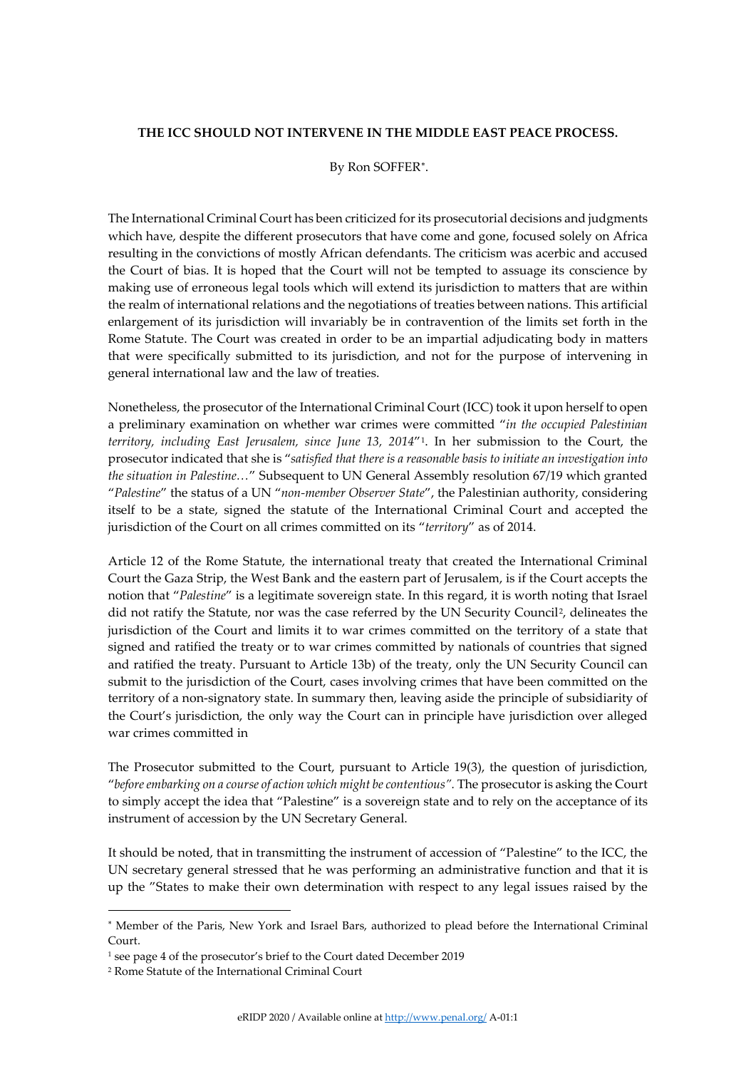**THE ICC SHOULD NOT INTERVENE IN THE MIDDLE EAST PEACE PROCESS.**

By Ron SOFFER[*].

The International Criminal Court has been criticized for its prosecutorial decisions and judgments which have, despite the different prosecutors that have come and gone, focused solely on Africa resulting in the convictions of mostly African defendants. The criticism was acerbic and accused the Court of bias. It is hoped that the Court will not be tempted to assuage its conscience by making use of erroneous legal tools which will extend its jurisdiction to matters that are within the realm of international relations and the negotiations of treaties between nations. This artificial enlargement of its jurisdiction will invariably be in contravention of the limits set forth in the Rome Statute. The Court was created in order to be an impartial adjudicating body in matters that were specifically submitted to its jurisdiction, and not for the purpose of intervening in general international law and the law of treaties.

Nonetheless, the prosecutor of the International Criminal Court (ICC) took it upon herself to open a preliminary examination on whether war crimes were committed "*in the occupied Palestinian territory, including East Jerusalem, since June 13, 2014*"[1]. In her submission to the Court, the prosecutor indicated that she is "*satisfied that there is a reasonable basis to initiate an investigation into the situation in Palestine…*" Subsequent to UN General Assembly resolution 67/19 which granted "*Palestine*" the status of a UN "*non-member Observer State*", the Palestinian authority, considering itself to be a state, signed the statute of the International Criminal Court and accepted the jurisdiction of the Court on all crimes committed on its "*territory*" as of 2014.

Article 12 of the Rome Statute, the international treaty that created the International Criminal Court the Gaza Strip, the West Bank and the eastern part of Jerusalem, is if the Court accepts the notion that "*Palestine*" is a legitimate sovereign state. In this regard, it is worth noting that Israel did not ratify the Statute, nor was the case referred by the UN Security Council[2], delineates the jurisdiction of the Court and limits it to war crimes committed on the territory of a state that signed and ratified the treaty or to war crimes committed by nationals of countries that signed and ratified the treaty. Pursuant to Article 13b) of the treaty, only the UN Security Council can submit to the jurisdiction of the Court, cases involving crimes that have been committed on the territory of a non-signatory state. In summary then, leaving aside the principle of subsidiarity of the Court's jurisdiction, the only way the Court can in principle have jurisdiction over alleged war crimes committed in

The Prosecutor submitted to the Court, pursuant to Article 19(3), the question of jurisdiction, "*before embarking on a course of action which might be contentious*". The prosecutor is asking the Court to simply accept the idea that "Palestine" is a sovereign state and to rely on the acceptance of its instrument of accession by the UN Secretary General.

It should be noted, that in transmitting the instrument of accession of "Palestine" to the ICC, the UN secretary general stressed that he was performing an administrative function and that it is up the "States to make their own determination with respect to any legal issues raised by the

---

[*] Member of the Paris, New York and Israel Bars, authorized to plead before the International Criminal Court.

[1] see page 4 of the prosecutor's brief to the Court dated December 2019

[2] Rome Statute of the International Criminal Court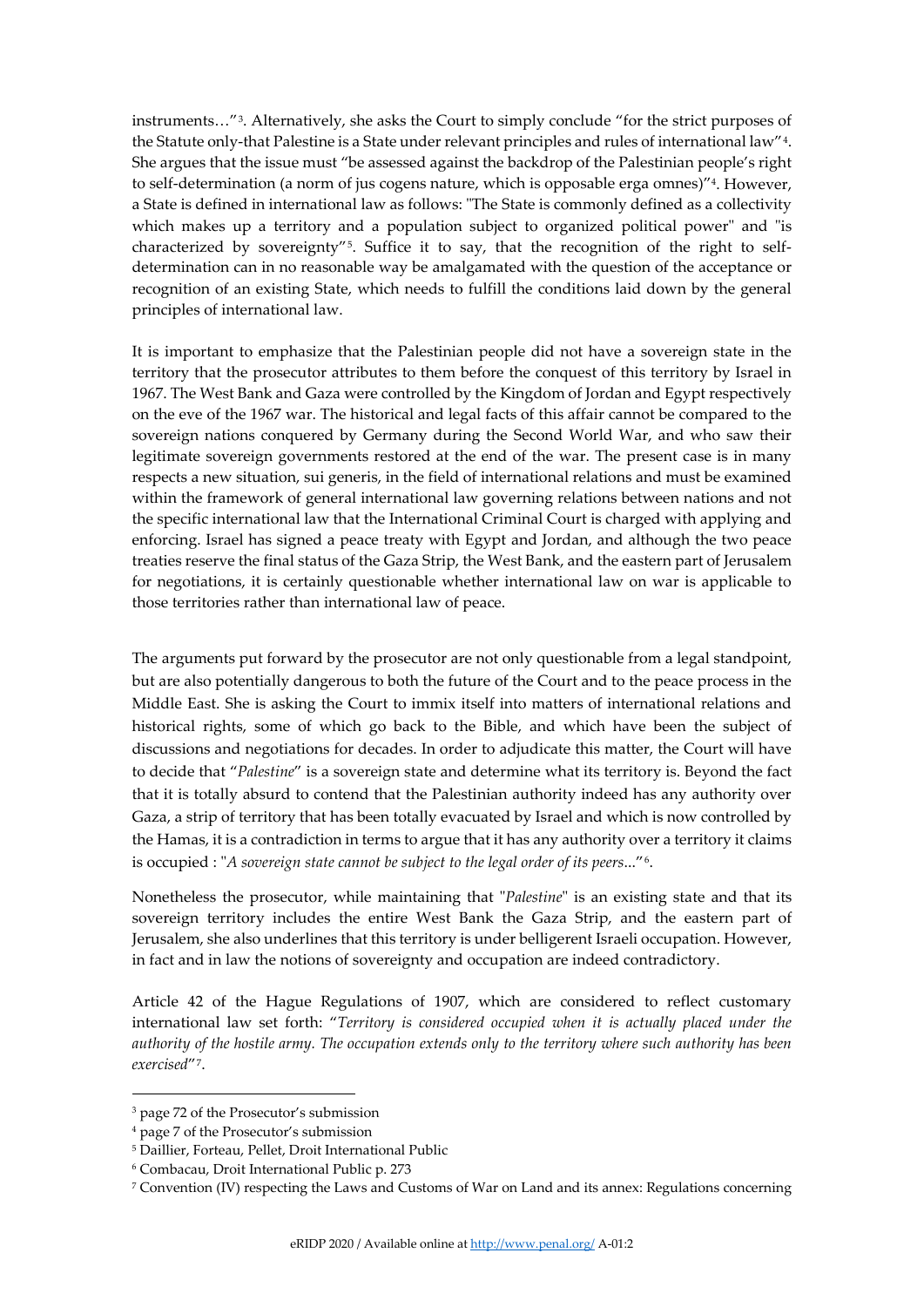instruments…"[3]. Alternatively, she asks the Court to simply conclude "for the strict purposes of the Statute only-that Palestine is a State under relevant principles and rules of international law"[4]. She argues that the issue must "be assessed against the backdrop of the Palestinian people's right to self-determination (a norm of jus cogens nature, which is opposable erga omnes)"[4]. However, a State is defined in international law as follows: "The State is commonly defined as a collectivity which makes up a territory and a population subject to organized political power" and "is characterized by sovereignty"[5]. Suffice it to say, that the recognition of the right to self-determination can in no reasonable way be amalgamated with the question of the acceptance or recognition of an existing State, which needs to fulfill the conditions laid down by the general principles of international law.

It is important to emphasize that the Palestinian people did not have a sovereign state in the territory that the prosecutor attributes to them before the conquest of this territory by Israel in 1967. The West Bank and Gaza were controlled by the Kingdom of Jordan and Egypt respectively on the eve of the 1967 war. The historical and legal facts of this affair cannot be compared to the sovereign nations conquered by Germany during the Second World War, and who saw their legitimate sovereign governments restored at the end of the war. The present case is in many respects a new situation, sui generis, in the field of international relations and must be examined within the framework of general international law governing relations between nations and not the specific international law that the International Criminal Court is charged with applying and enforcing. Israel has signed a peace treaty with Egypt and Jordan, and although the two peace treaties reserve the final status of the Gaza Strip, the West Bank, and the eastern part of Jerusalem for negotiations, it is certainly questionable whether international law on war is applicable to those territories rather than international law of peace.

The arguments put forward by the prosecutor are not only questionable from a legal standpoint, but are also potentially dangerous to both the future of the Court and to the peace process in the Middle East. She is asking the Court to immix itself into matters of international relations and historical rights, some of which go back to the Bible, and which have been the subject of discussions and negotiations for decades. In order to adjudicate this matter, the Court will have to decide that "*Palestine*" is a sovereign state and determine what its territory is. Beyond the fact that it is totally absurd to contend that the Palestinian authority indeed has any authority over Gaza, a strip of territory that has been totally evacuated by Israel and which is now controlled by the Hamas, it is a contradiction in terms to argue that it has any authority over a territory it claims is occupied : "*A sovereign state cannot be subject to the legal order of its peers*..."[6].

Nonetheless the prosecutor, while maintaining that "*Palestine*" is an existing state and that its sovereign territory includes the entire West Bank the Gaza Strip, and the eastern part of Jerusalem, she also underlines that this territory is under belligerent Israeli occupation. However, in fact and in law the notions of sovereignty and occupation are indeed contradictory.

Article 42 of the Hague Regulations of 1907, which are considered to reflect customary international law set forth: "*Territory is considered occupied when it is actually placed under the authority of the hostile army. The occupation extends only to the territory where such authority has been exercised*"[7].

---

[3] page 72 of the Prosecutor's submission

[4] page 7 of the Prosecutor's submission

[5] Daillier, Forteau, Pellet, Droit International Public

[6] Combacau, Droit International Public p. 273

[7] Convention (IV) respecting the Laws and Customs of War on Land and its annex: Regulations concerning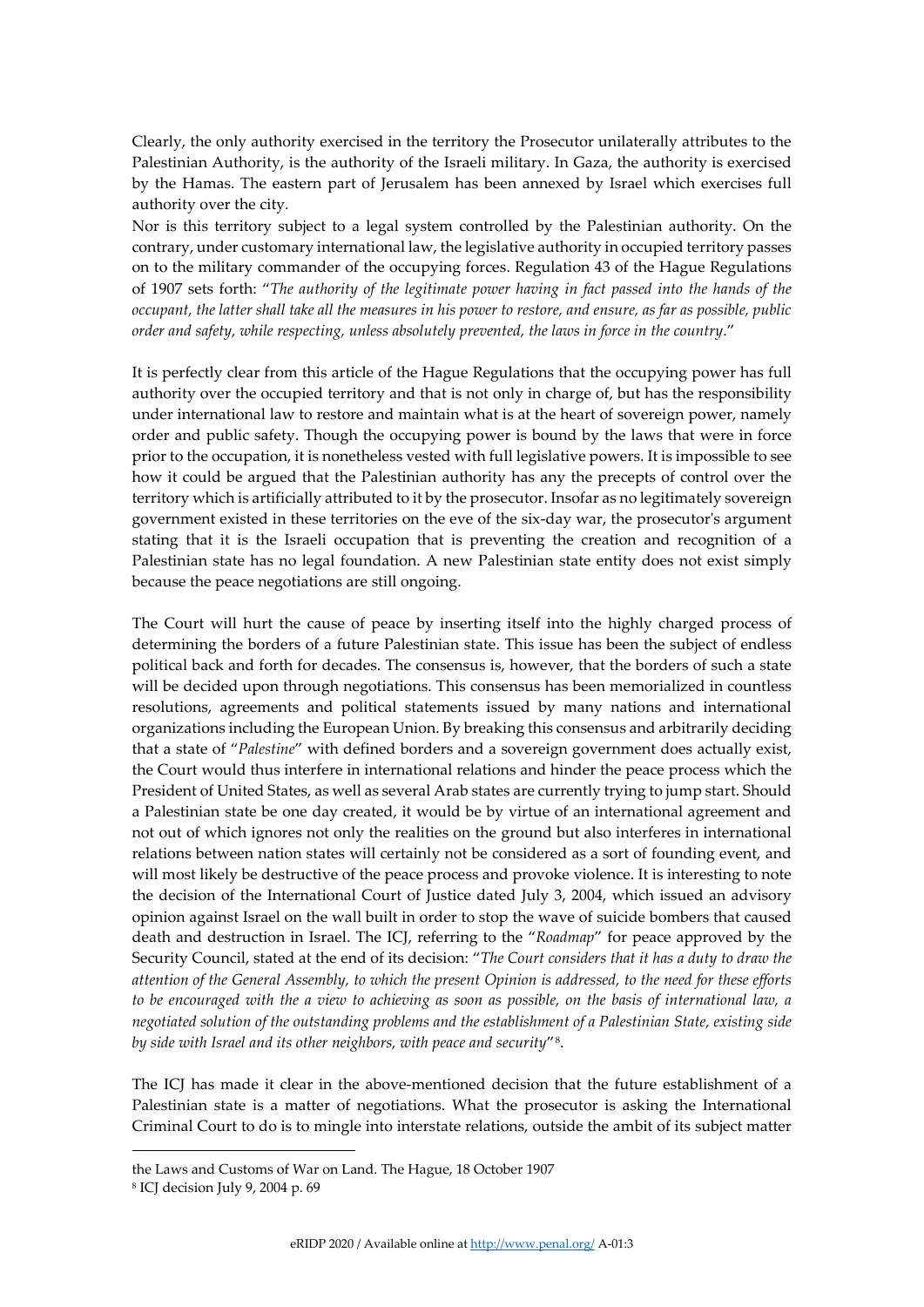Clearly, the only authority exercised in the territory the Prosecutor unilaterally attributes to the Palestinian Authority, is the authority of the Israeli military. In Gaza, the authority is exercised by the Hamas. The eastern part of Jerusalem has been annexed by Israel which exercises full authority over the city.

Nor is this territory subject to a legal system controlled by the Palestinian authority. On the contrary, under customary international law, the legislative authority in occupied territory passes on to the military commander of the occupying forces. Regulation 43 of the Hague Regulations of 1907 sets forth: "*The authority of the legitimate power having in fact passed into the hands of the occupant, the latter shall take all the measures in his power to restore, and ensure, as far as possible, public order and safety, while respecting, unless absolutely prevented, the laws in force in the country*."

It is perfectly clear from this article of the Hague Regulations that the occupying power has full authority over the occupied territory and that is not only in charge of, but has the responsibility under international law to restore and maintain what is at the heart of sovereign power, namely order and public safety. Though the occupying power is bound by the laws that were in force prior to the occupation, it is nonetheless vested with full legislative powers. It is impossible to see how it could be argued that the Palestinian authority has any the precepts of control over the territory which is artificially attributed to it by the prosecutor. Insofar as no legitimately sovereign government existed in these territories on the eve of the six-day war, the prosecutor's argument stating that it is the Israeli occupation that is preventing the creation and recognition of a Palestinian state has no legal foundation. A new Palestinian state entity does not exist simply because the peace negotiations are still ongoing.

The Court will hurt the cause of peace by inserting itself into the highly charged process of determining the borders of a future Palestinian state. This issue has been the subject of endless political back and forth for decades. The consensus is, however, that the borders of such a state will be decided upon through negotiations. This consensus has been memorialized in countless resolutions, agreements and political statements issued by many nations and international organizations including the European Union. By breaking this consensus and arbitrarily deciding that a state of "*Palestine*" with defined borders and a sovereign government does actually exist, the Court would thus interfere in international relations and hinder the peace process which the President of United States, as well as several Arab states are currently trying to jump start. Should a Palestinian state be one day created, it would be by virtue of an international agreement and not out of which ignores not only the realities on the ground but also interferes in international relations between nation states will certainly not be considered as a sort of founding event, and will most likely be destructive of the peace process and provoke violence. It is interesting to note the decision of the International Court of Justice dated July 3, 2004, which issued an advisory opinion against Israel on the wall built in order to stop the wave of suicide bombers that caused death and destruction in Israel. The ICJ, referring to the "*Roadmap*" for peace approved by the Security Council, stated at the end of its decision: "*The Court considers that it has a duty to draw the attention of the General Assembly, to which the present Opinion is addressed, to the need for these efforts to be encouraged with the a view to achieving as soon as possible, on the basis of international law, a negotiated solution of the outstanding problems and the establishment of a Palestinian State, existing side by side with Israel and its other neighbors, with peace and security*"[8].

The ICJ has made it clear in the above-mentioned decision that the future establishment of a Palestinian state is a matter of negotiations. What the prosecutor is asking the International Criminal Court to do is to mingle into interstate relations, outside the ambit of its subject matter

---

the Laws and Customs of War on Land. The Hague, 18 October 1907

[8] ICJ decision July 9, 2004 p. 69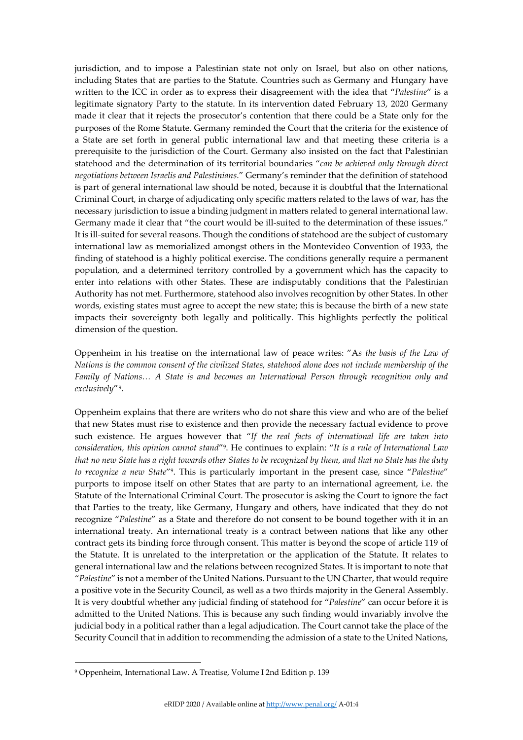jurisdiction, and to impose a Palestinian state not only on Israel, but also on other nations, including States that are parties to the Statute. Countries such as Germany and Hungary have written to the ICC in order as to express their disagreement with the idea that "*Palestine*" is a legitimate signatory Party to the statute. In its intervention dated February 13, 2020 Germany made it clear that it rejects the prosecutor's contention that there could be a State only for the purposes of the Rome Statute. Germany reminded the Court that the criteria for the existence of a State are set forth in general public international law and that meeting these criteria is a prerequisite to the jurisdiction of the Court. Germany also insisted on the fact that Palestinian statehood and the determination of its territorial boundaries "*can be achieved only through direct negotiations between Israelis and Palestinians*." Germany's reminder that the definition of statehood is part of general international law should be noted, because it is doubtful that the International Criminal Court, in charge of adjudicating only specific matters related to the laws of war, has the necessary jurisdiction to issue a binding judgment in matters related to general international law. Germany made it clear that "the court would be ill-suited to the determination of these issues." It is ill-suited for several reasons. Though the conditions of statehood are the subject of customary international law as memorialized amongst others in the Montevideo Convention of 1933, the finding of statehood is a highly political exercise. The conditions generally require a permanent population, and a determined territory controlled by a government which has the capacity to enter into relations with other States. These are indisputably conditions that the Palestinian Authority has not met. Furthermore, statehood also involves recognition by other States. In other words, existing states must agree to accept the new state; this is because the birth of a new state impacts their sovereignty both legally and politically. This highlights perfectly the political dimension of the question.

Oppenheim in his treatise on the international law of peace writes: "A*s the basis of the Law of Nations is the common consent of the civilized States, statehood alone does not include membership of the Family of Nations… A State is and becomes an International Person through recognition only and exclusively*"[9].

Oppenheim explains that there are writers who do not share this view and who are of the belief that new States must rise to existence and then provide the necessary factual evidence to prove such existence. He argues however that "*If the real facts of international life are taken into consideration, this opinion cannot stand*"[9]. He continues to explain: "*It is a rule of International Law that no new State has a right towards other States to be recognized by them, and that no State has the duty to recognize a new State*"[9]. This is particularly important in the present case, since "*Palestine*" purports to impose itself on other States that are party to an international agreement, i.e. the Statute of the International Criminal Court. The prosecutor is asking the Court to ignore the fact that Parties to the treaty, like Germany, Hungary and others, have indicated that they do not recognize "*Palestine*" as a State and therefore do not consent to be bound together with it in an international treaty. An international treaty is a contract between nations that like any other contract gets its binding force through consent. This matter is beyond the scope of article 119 of the Statute. It is unrelated to the interpretation or the application of the Statute. It relates to general international law and the relations between recognized States. It is important to note that "*Palestine*" is not a member of the United Nations. Pursuant to the UN Charter, that would require a positive vote in the Security Council, as well as a two thirds majority in the General Assembly. It is very doubtful whether any judicial finding of statehood for "*Palestine*" can occur before it is admitted to the United Nations. This is because any such finding would invariably involve the judicial body in a political rather than a legal adjudication. The Court cannot take the place of the Security Council that in addition to recommending the admission of a state to the United Nations,

---

[9] Oppenheim, International Law. A Treatise, Volume I 2nd Edition p. 139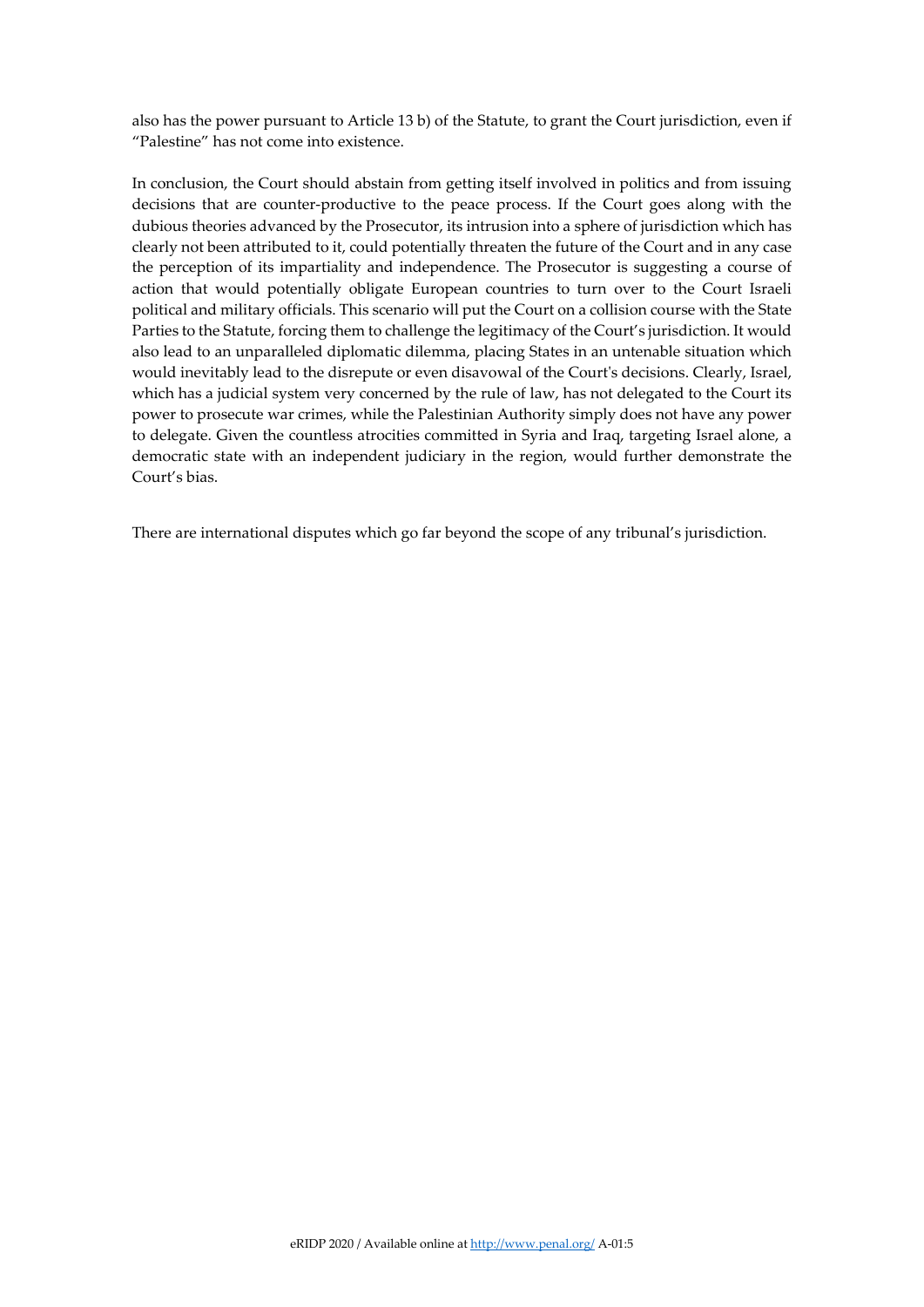also has the power pursuant to Article 13 b) of the Statute, to grant the Court jurisdiction, even if "Palestine" has not come into existence.

In conclusion, the Court should abstain from getting itself involved in politics and from issuing decisions that are counter-productive to the peace process. If the Court goes along with the dubious theories advanced by the Prosecutor, its intrusion into a sphere of jurisdiction which has clearly not been attributed to it, could potentially threaten the future of the Court and in any case the perception of its impartiality and independence. The Prosecutor is suggesting a course of action that would potentially obligate European countries to turn over to the Court Israeli political and military officials. This scenario will put the Court on a collision course with the State Parties to the Statute, forcing them to challenge the legitimacy of the Court's jurisdiction. It would also lead to an unparalleled diplomatic dilemma, placing States in an untenable situation which would inevitably lead to the disrepute or even disavowal of the Court's decisions. Clearly, Israel, which has a judicial system very concerned by the rule of law, has not delegated to the Court its power to prosecute war crimes, while the Palestinian Authority simply does not have any power to delegate. Given the countless atrocities committed in Syria and Iraq, targeting Israel alone, a democratic state with an independent judiciary in the region, would further demonstrate the Court's bias.

There are international disputes which go far beyond the scope of any tribunal's jurisdiction.